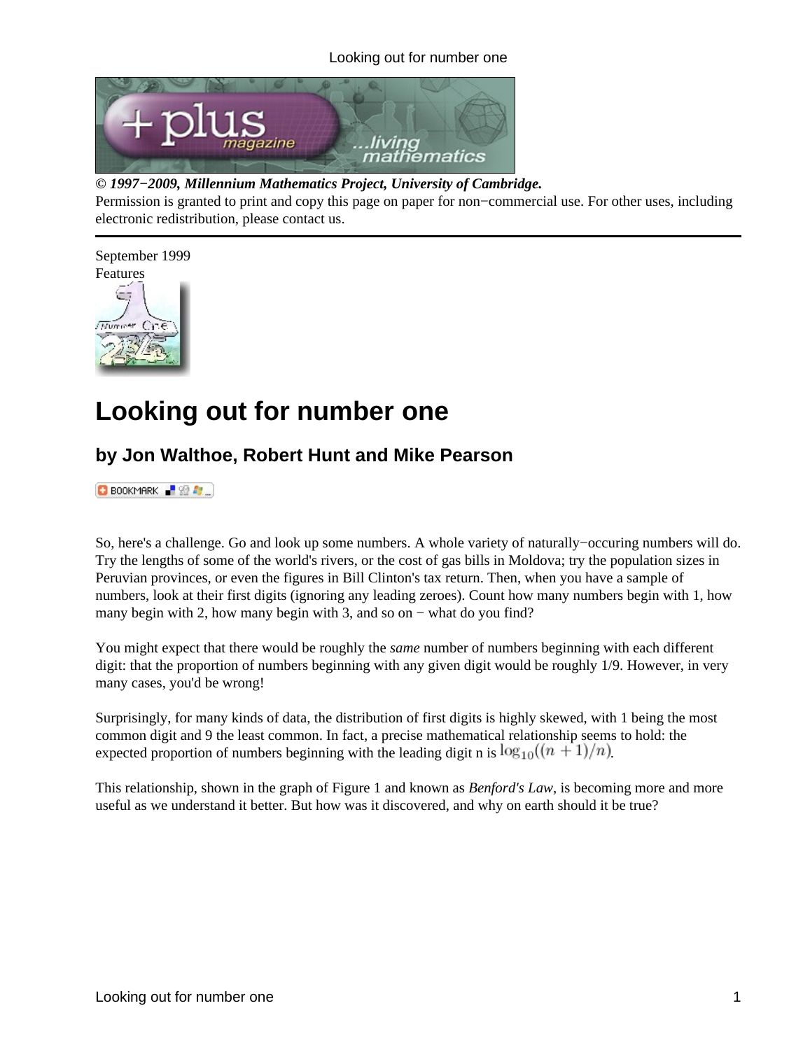**© 1997−2009, Millennium Mathematics Project, University of Cambridge.**
Permission is granted to print and copy this page on paper for non−commercial use. For other uses, including electronic redistribution, please contact us.

September 1999
Features

# Looking out for number one

## by Jon Walthoe, Robert Hunt and Mike Pearson

So, here's a challenge. Go and look up some numbers. A whole variety of naturally−occuring numbers will do. Try the lengths of some of the world's rivers, or the cost of gas bills in Moldova; try the population sizes in Peruvian provinces, or even the figures in Bill Clinton's tax return. Then, when you have a sample of numbers, look at their first digits (ignoring any leading zeroes). Count how many numbers begin with 1, how many begin with 2, how many begin with 3, and so on − what do you find?

You might expect that there would be roughly the *same* number of numbers beginning with each different digit: that the proportion of numbers beginning with any given digit would be roughly 1/9. However, in very many cases, you'd be wrong!

Surprisingly, for many kinds of data, the distribution of first digits is highly skewed, with 1 being the most common digit and 9 the least common. In fact, a precise mathematical relationship seems to hold: the expected proportion of numbers beginning with the leading digit n is $\log_{10}((n+1)/n)$.

This relationship, shown in the graph of Figure 1 and known as *Benford's Law*, is becoming more and more useful as we understand it better. But how was it discovered, and why on earth should it be true?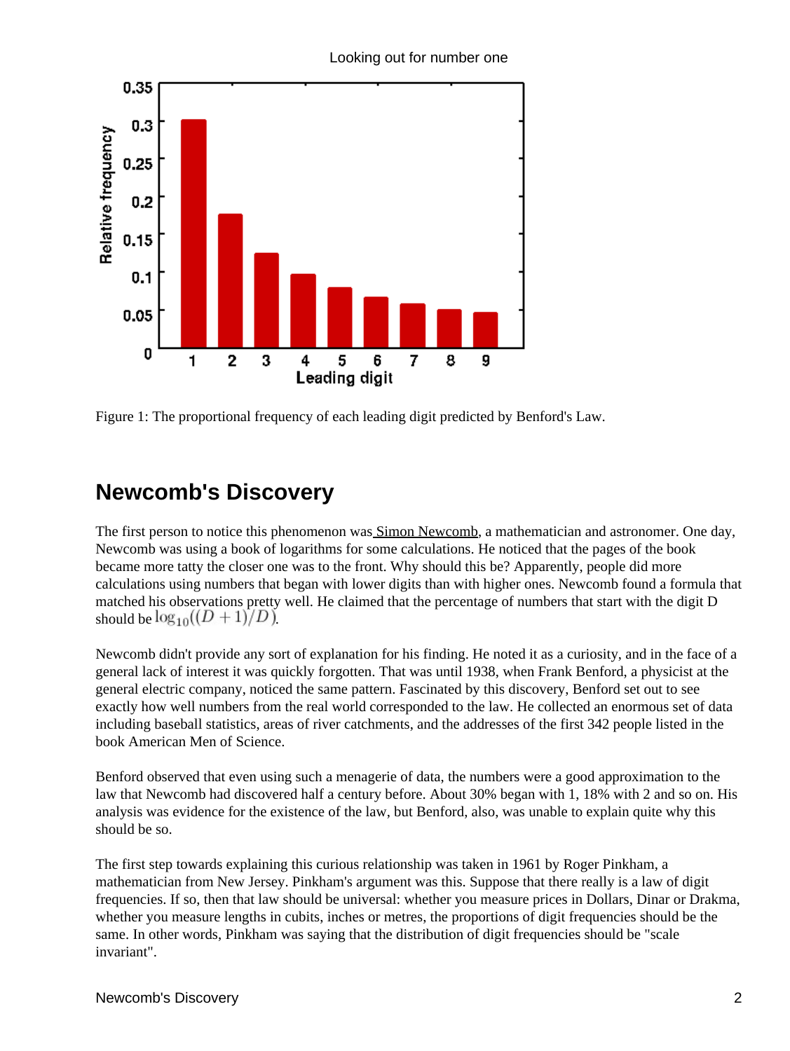Figure 1: The proportional frequency of each leading digit predicted by Benford's Law.

## Newcomb's Discovery

The first person to notice this phenomenon was Simon Newcomb, a mathematician and astronomer. One day, Newcomb was using a book of logarithms for some calculations. He noticed that the pages of the book became more tatty the closer one was to the front. Why should this be? Apparently, people did more calculations using numbers that began with lower digits than with higher ones. Newcomb found a formula that matched his observations pretty well. He claimed that the percentage of numbers that start with the digit D should be $\log_{10}((D+1)/D)$.

Newcomb didn't provide any sort of explanation for his finding. He noted it as a curiosity, and in the face of a general lack of interest it was quickly forgotten. That was until 1938, when Frank Benford, a physicist at the general electric company, noticed the same pattern. Fascinated by this discovery, Benford set out to see exactly how well numbers from the real world corresponded to the law. He collected an enormous set of data including baseball statistics, areas of river catchments, and the addresses of the first 342 people listed in the book American Men of Science.

Benford observed that even using such a menagerie of data, the numbers were a good approximation to the law that Newcomb had discovered half a century before. About 30% began with 1, 18% with 2 and so on. His analysis was evidence for the existence of the law, but Benford, also, was unable to explain quite why this should be so.

The first step towards explaining this curious relationship was taken in 1961 by Roger Pinkham, a mathematician from New Jersey. Pinkham's argument was this. Suppose that there really is a law of digit frequencies. If so, then that law should be universal: whether you measure prices in Dollars, Dinar or Drakma, whether you measure lengths in cubits, inches or metres, the proportions of digit frequencies should be the same. In other words, Pinkham was saying that the distribution of digit frequencies should be "scale invariant".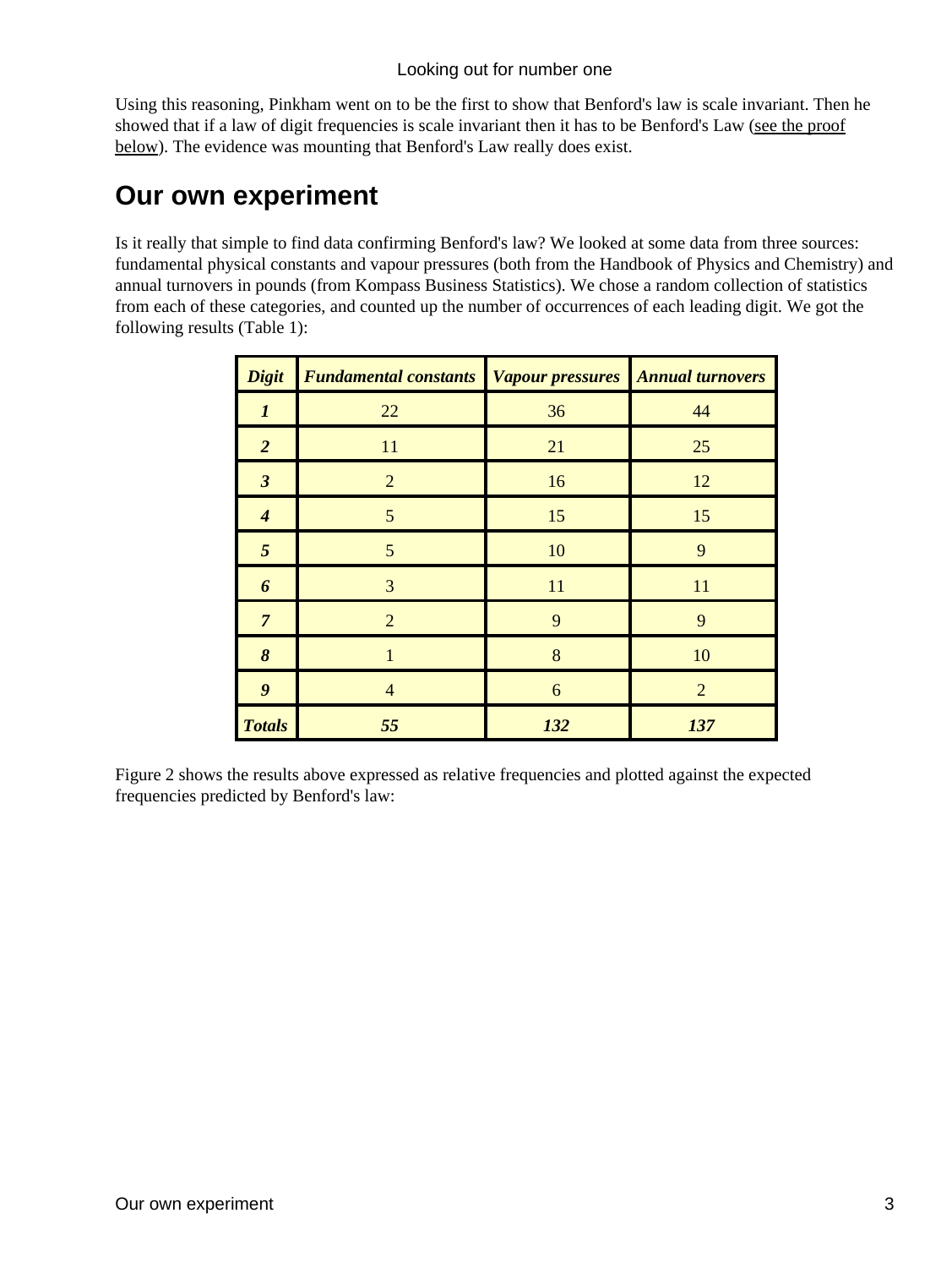Using this reasoning, Pinkham went on to be the first to show that Benford's law is scale invariant. Then he showed that if a law of digit frequencies is scale invariant then it has to be Benford's Law (see the proof below). The evidence was mounting that Benford's Law really does exist.

## Our own experiment

Is it really that simple to find data confirming Benford's law? We looked at some data from three sources: fundamental physical constants and vapour pressures (both from the Handbook of Physics and Chemistry) and annual turnovers in pounds (from Kompass Business Statistics). We chose a random collection of statistics from each of these categories, and counted up the number of occurrences of each leading digit. We got the following results (Table 1):

| ***Digit*** | ***Fundamental constants*** | ***Vapour pressures*** | ***Annual turnovers*** |
|---|---|---|---|
| ***1*** | 22 | 36 | 44 |
| ***2*** | 11 | 21 | 25 |
| ***3*** | 2 | 16 | 12 |
| ***4*** | 5 | 15 | 15 |
| ***5*** | 5 | 10 | 9 |
| ***6*** | 3 | 11 | 11 |
| ***7*** | 2 | 9 | 9 |
| ***8*** | 1 | 8 | 10 |
| ***9*** | 4 | 6 | 2 |
| ***Totals*** | ***55*** | ***132*** | ***137*** |

Figure 2 shows the results above expressed as relative frequencies and plotted against the expected frequencies predicted by Benford's law: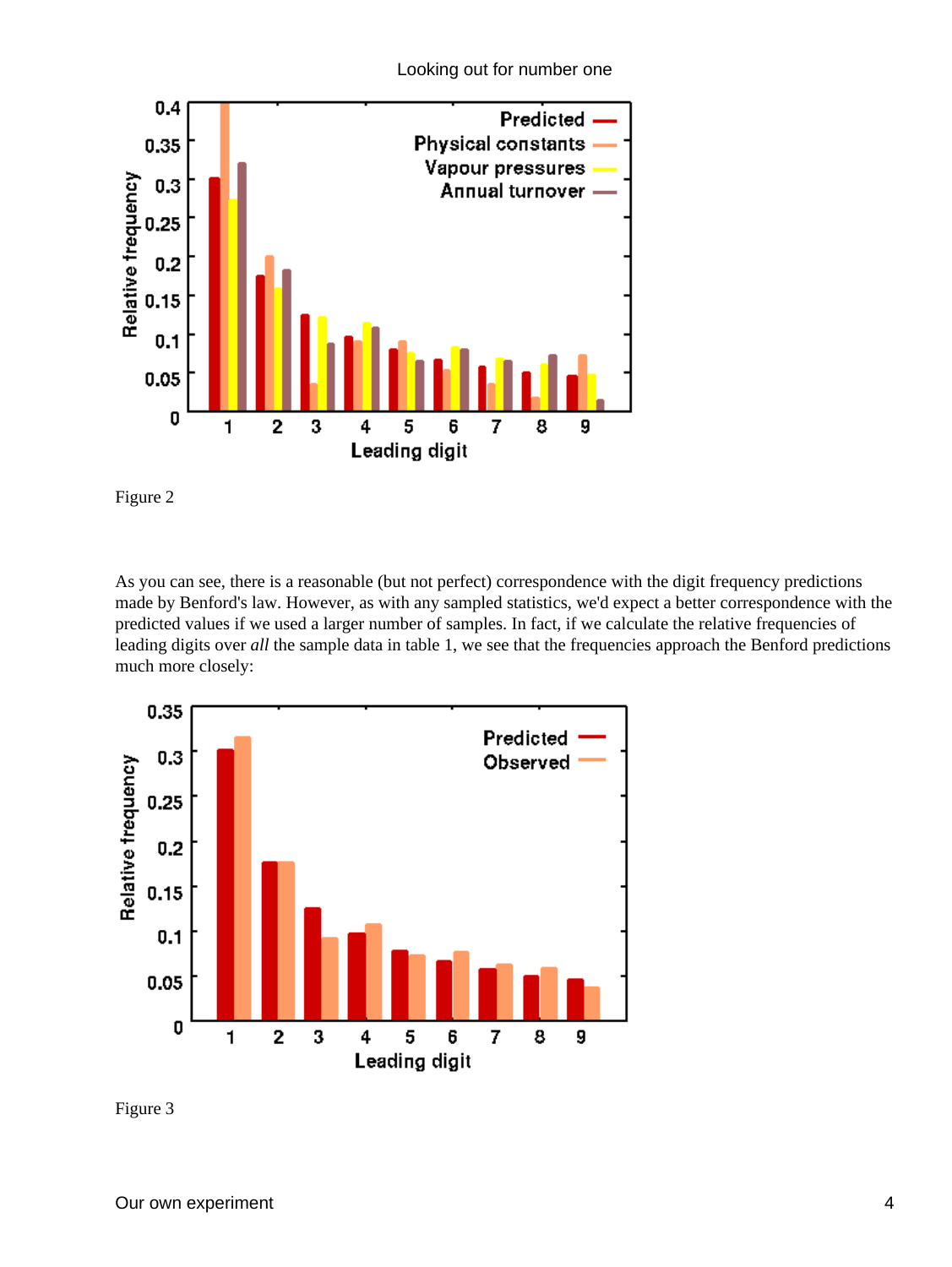Figure 2

As you can see, there is a reasonable (but not perfect) correspondence with the digit frequency predictions made by Benford's law. However, as with any sampled statistics, we'd expect a better correspondence with the predicted values if we used a larger number of samples. In fact, if we calculate the relative frequencies of leading digits over *all* the sample data in table 1, we see that the frequencies approach the Benford predictions much more closely:

Figure 3

## Our own experiment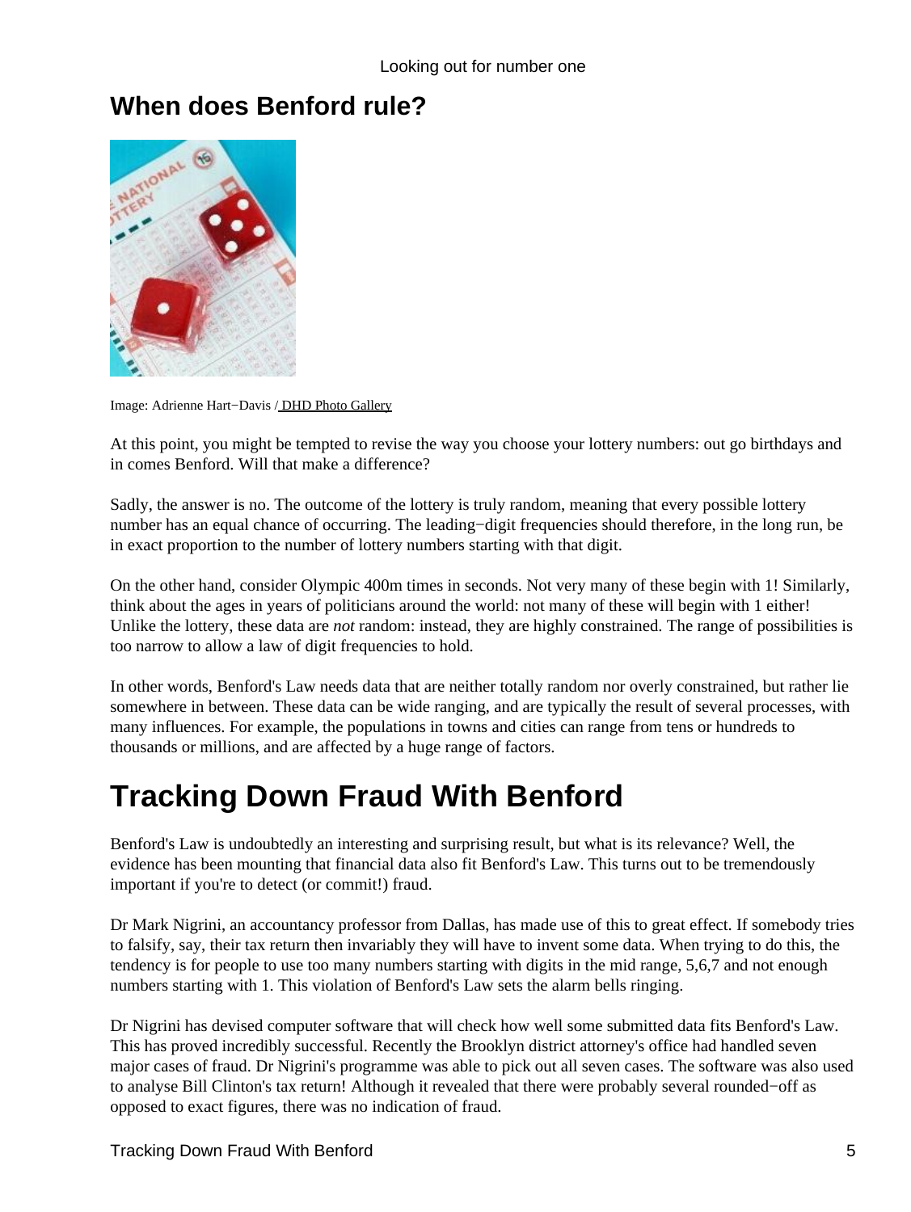## When does Benford rule?

Image: Adrienne Hart−Davis / DHD Photo Gallery

At this point, you might be tempted to revise the way you choose your lottery numbers: out go birthdays and in comes Benford. Will that make a difference?

Sadly, the answer is no. The outcome of the lottery is truly random, meaning that every possible lottery number has an equal chance of occurring. The leading−digit frequencies should therefore, in the long run, be in exact proportion to the number of lottery numbers starting with that digit.

On the other hand, consider Olympic 400m times in seconds. Not very many of these begin with 1! Similarly, think about the ages in years of politicians around the world: not many of these will begin with 1 either! Unlike the lottery, these data are *not* random: instead, they are highly constrained. The range of possibilities is too narrow to allow a law of digit frequencies to hold.

In other words, Benford's Law needs data that are neither totally random nor overly constrained, but rather lie somewhere in between. These data can be wide ranging, and are typically the result of several processes, with many influences. For example, the populations in towns and cities can range from tens or hundreds to thousands or millions, and are affected by a huge range of factors.

# Tracking Down Fraud With Benford

Benford's Law is undoubtedly an interesting and surprising result, but what is its relevance? Well, the evidence has been mounting that financial data also fit Benford's Law. This turns out to be tremendously important if you're to detect (or commit!) fraud.

Dr Mark Nigrini, an accountancy professor from Dallas, has made use of this to great effect. If somebody tries to falsify, say, their tax return then invariably they will have to invent some data. When trying to do this, the tendency is for people to use too many numbers starting with digits in the mid range, 5,6,7 and not enough numbers starting with 1. This violation of Benford's Law sets the alarm bells ringing.

Dr Nigrini has devised computer software that will check how well some submitted data fits Benford's Law. This has proved incredibly successful. Recently the Brooklyn district attorney's office had handled seven major cases of fraud. Dr Nigrini's programme was able to pick out all seven cases. The software was also used to analyse Bill Clinton's tax return! Although it revealed that there were probably several rounded−off as opposed to exact figures, there was no indication of fraud.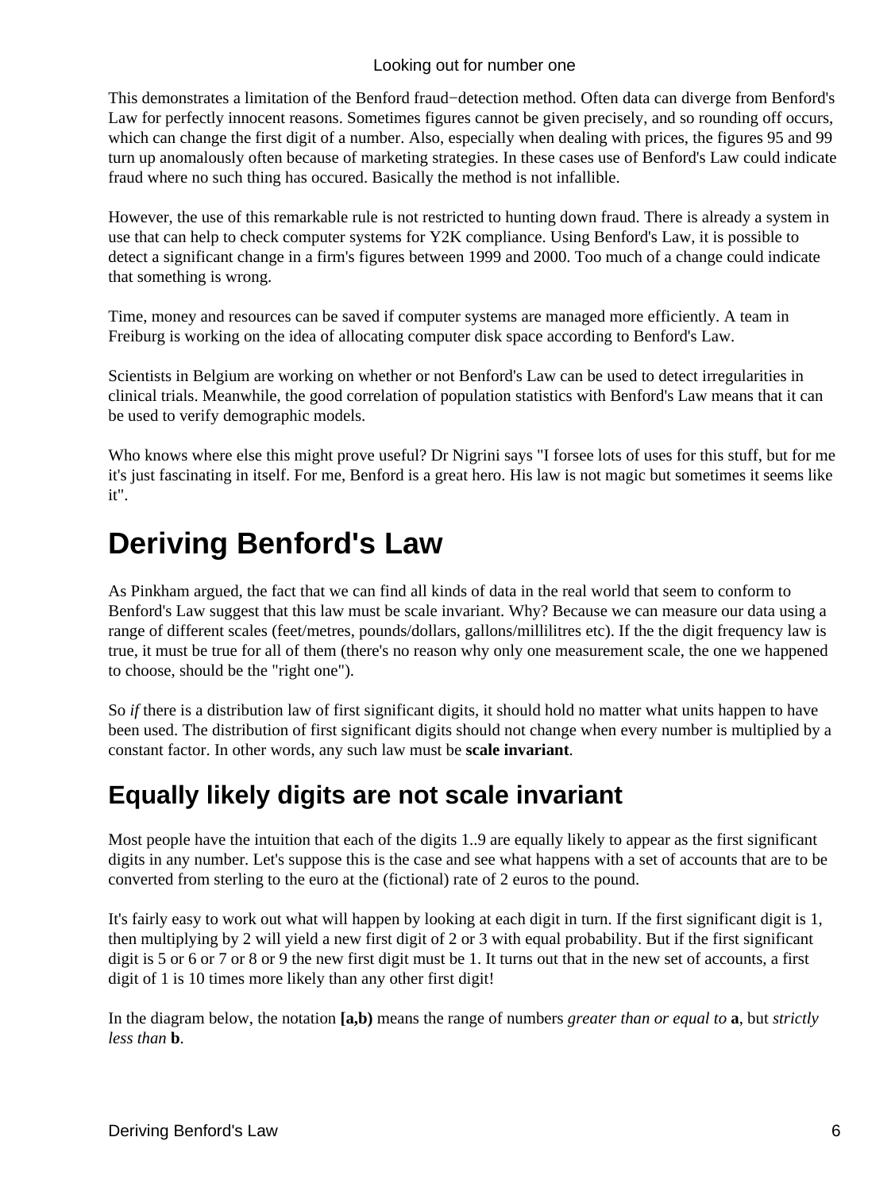This demonstrates a limitation of the Benford fraud−detection method. Often data can diverge from Benford's Law for perfectly innocent reasons. Sometimes figures cannot be given precisely, and so rounding off occurs, which can change the first digit of a number. Also, especially when dealing with prices, the figures 95 and 99 turn up anomalously often because of marketing strategies. In these cases use of Benford's Law could indicate fraud where no such thing has occured. Basically the method is not infallible.

However, the use of this remarkable rule is not restricted to hunting down fraud. There is already a system in use that can help to check computer systems for Y2K compliance. Using Benford's Law, it is possible to detect a significant change in a firm's figures between 1999 and 2000. Too much of a change could indicate that something is wrong.

Time, money and resources can be saved if computer systems are managed more efficiently. A team in Freiburg is working on the idea of allocating computer disk space according to Benford's Law.

Scientists in Belgium are working on whether or not Benford's Law can be used to detect irregularities in clinical trials. Meanwhile, the good correlation of population statistics with Benford's Law means that it can be used to verify demographic models.

Who knows where else this might prove useful? Dr Nigrini says "I forsee lots of uses for this stuff, but for me it's just fascinating in itself. For me, Benford is a great hero. His law is not magic but sometimes it seems like it".

# Deriving Benford's Law

As Pinkham argued, the fact that we can find all kinds of data in the real world that seem to conform to Benford's Law suggest that this law must be scale invariant. Why? Because we can measure our data using a range of different scales (feet/metres, pounds/dollars, gallons/millilitres etc). If the the digit frequency law is true, it must be true for all of them (there's no reason why only one measurement scale, the one we happened to choose, should be the "right one").

So *if* there is a distribution law of first significant digits, it should hold no matter what units happen to have been used. The distribution of first significant digits should not change when every number is multiplied by a constant factor. In other words, any such law must be **scale invariant**.

## Equally likely digits are not scale invariant

Most people have the intuition that each of the digits 1..9 are equally likely to appear as the first significant digits in any number. Let's suppose this is the case and see what happens with a set of accounts that are to be converted from sterling to the euro at the (fictional) rate of 2 euros to the pound.

It's fairly easy to work out what will happen by looking at each digit in turn. If the first significant digit is 1, then multiplying by 2 will yield a new first digit of 2 or 3 with equal probability. But if the first significant digit is 5 or 6 or 7 or 8 or 9 the new first digit must be 1. It turns out that in the new set of accounts, a first digit of 1 is 10 times more likely than any other first digit!

In the diagram below, the notation **[a,b)** means the range of numbers *greater than or equal to* **a**, but *strictly less than* **b**.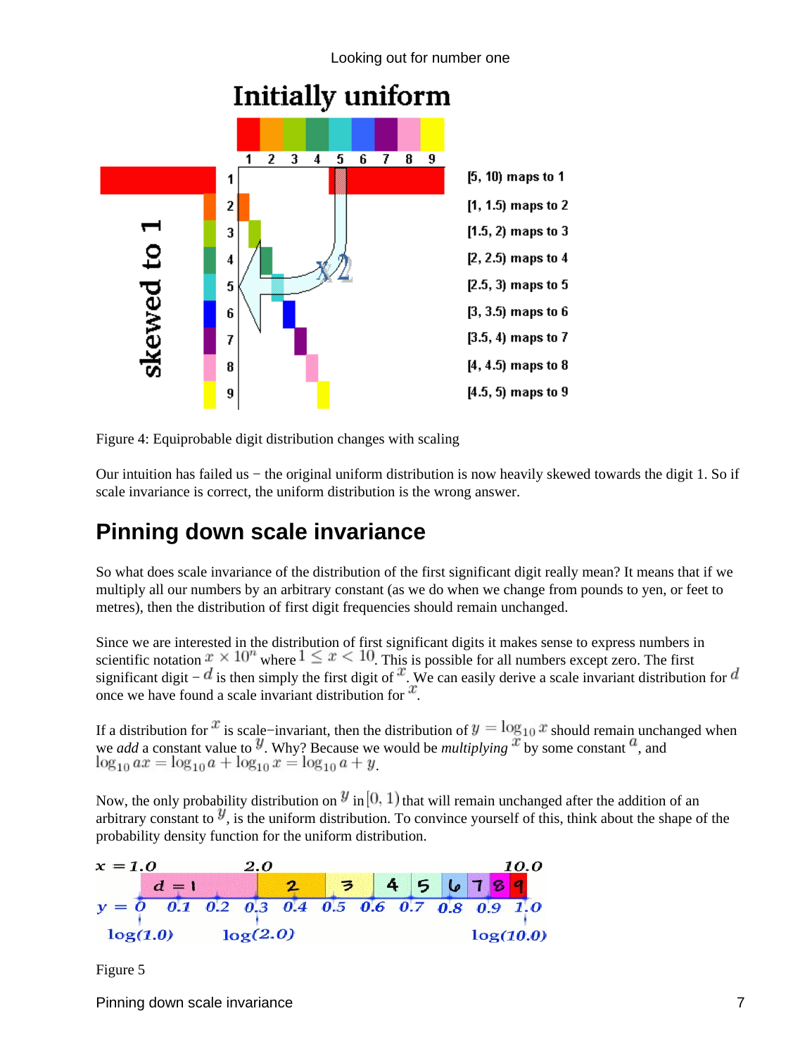Figure 4: Equiprobable digit distribution changes with scaling

Our intuition has failed us − the original uniform distribution is now heavily skewed towards the digit 1. So if scale invariance is correct, the uniform distribution is the wrong answer.

## Pinning down scale invariance

So what does scale invariance of the distribution of the first significant digit really mean? It means that if we multiply all our numbers by an arbitrary constant (as we do when we change from pounds to yen, or feet to metres), then the distribution of first digit frequencies should remain unchanged.

Since we are interested in the distribution of first significant digits it makes sense to express numbers in scientific notation $x \times 10^n$ where $1 \leq x < 10$. This is possible for all numbers except zero. The first significant digit − $d$ is then simply the first digit of $x$. We can easily derive a scale invariant distribution for $d$ once we have found a scale invariant distribution for $x$.

If a distribution for $x$ is scale−invariant, then the distribution of $y = \log_{10} x$ should remain unchanged when we *add* a constant value to $y$. Why? Because we would be *multiplying* $x$ by some constant $a$, and $\log_{10} ax = \log_{10} a + \log_{10} x = \log_{10} a + y$.

Now, the only probability distribution on $y$ in $[0, 1)$ that will remain unchanged after the addition of an arbitrary constant to $y$, is the uniform distribution. To convince yourself of this, think about the shape of the probability density function for the uniform distribution.

Figure 5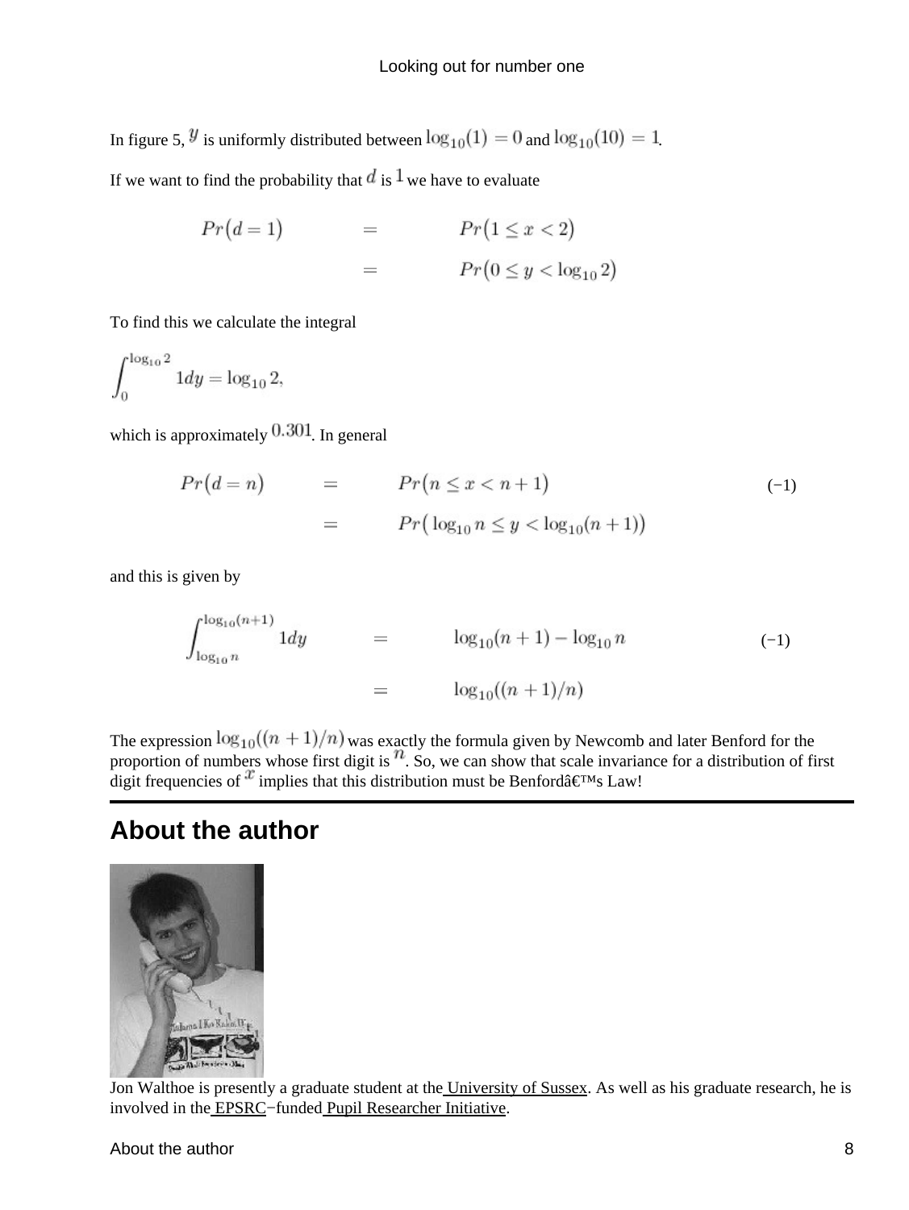In figure 5, $y$ is uniformly distributed between $\log_{10}(1) = 0$ and $\log_{10}(10) = 1$.

If we want to find the probability that $d$ is $1$ we have to evaluate

$$
\begin{aligned}
Pr(d = 1) &= Pr(1 \leq x < 2) \\
&= Pr(0 \leq y < \log_{10} 2)
\end{aligned}
$$

To find this we calculate the integral

$$\int_0^{\log_{10} 2} 1 dy = \log_{10} 2,$$

which is approximately $0.301$. In general

$$
\begin{aligned}
Pr(d = n) &= Pr(n \leq x < n+1) \qquad (-1) \\
&= Pr(\log_{10} n \leq y < \log_{10}(n+1))
\end{aligned}
$$

and this is given by

$$
\begin{aligned}
\int_{\log_{10} n}^{\log_{10}(n+1)} 1 dy &= \log_{10}(n+1) - \log_{10} n \qquad (-1) \\
&= \log_{10}((n+1)/n)
\end{aligned}
$$

The expression $\log_{10}((n+1)/n)$ was exactly the formula given by Newcomb and later Benford for the proportion of numbers whose first digit is $n$. So, we can show that scale invariance for a distribution of first digit frequencies of $x$ implies that this distribution must be Benfordâ€™s Law!

## About the author

Jon Walthoe is presently a graduate student at the University of Sussex. As well as his graduate research, he is involved in the EPSRC−funded Pupil Researcher Initiative.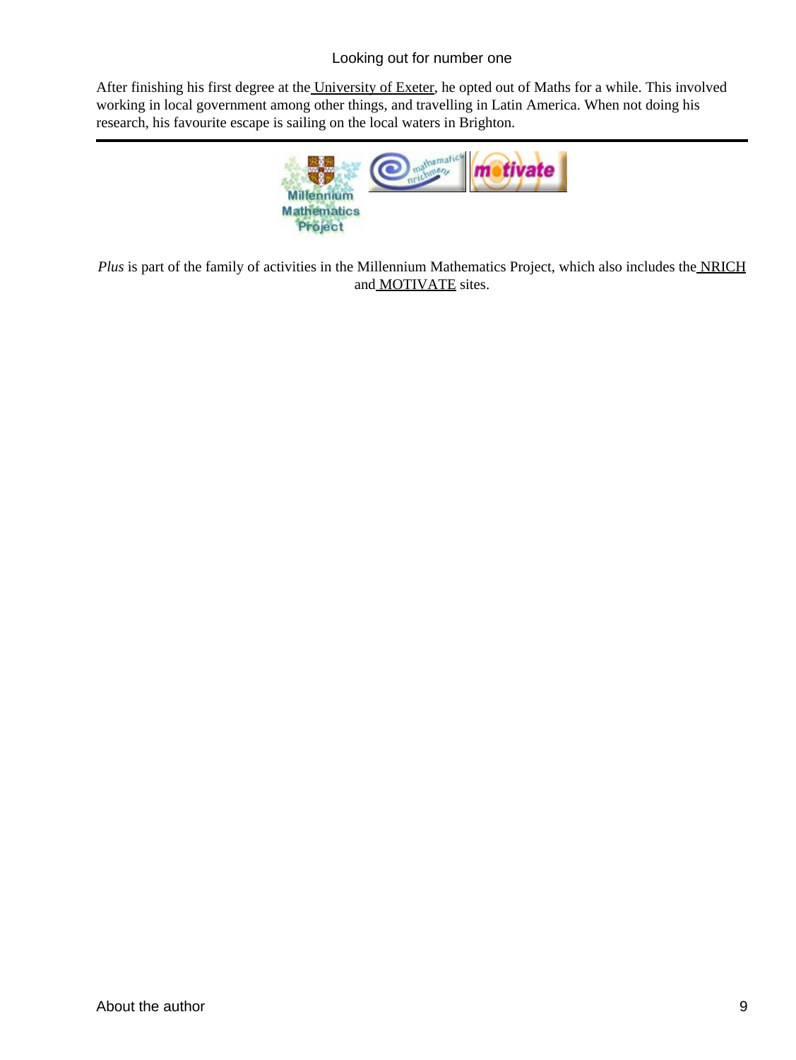After finishing his first degree at the University of Exeter, he opted out of Maths for a while. This involved working in local government among other things, and travelling in Latin America. When not doing his research, his favourite escape is sailing on the local waters in Brighton.

---

*Plus* is part of the family of activities in the Millennium Mathematics Project, which also includes the NRICH and MOTIVATE sites.